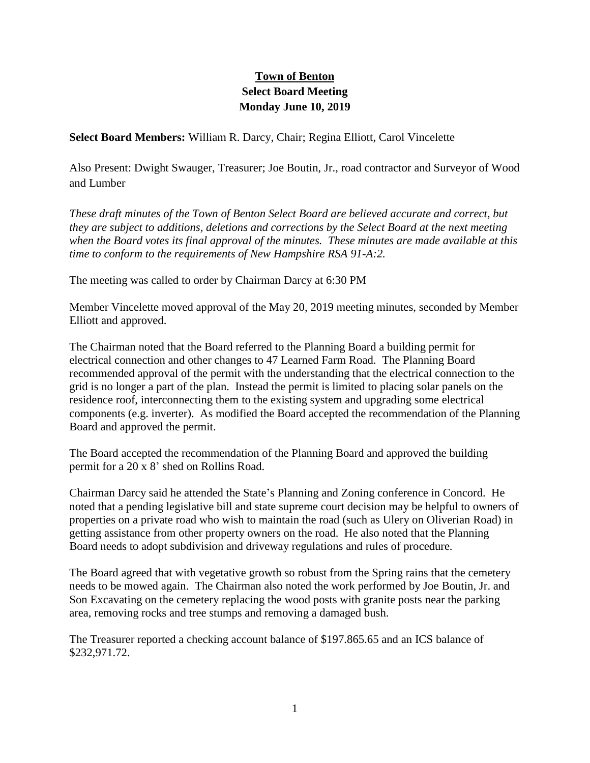# Town of Benton
## Select Board Meeting
## Monday June 10, 2019

**Select Board Members:** William R. Darcy, Chair; Regina Elliott, Carol Vincelette

Also Present: Dwight Swauger, Treasurer; Joe Boutin, Jr., road contractor and Surveyor of Wood and Lumber

*These draft minutes of the Town of Benton Select Board are believed accurate and correct, but they are subject to additions, deletions and corrections by the Select Board at the next meeting when the Board votes its final approval of the minutes. These minutes are made available at this time to conform to the requirements of New Hampshire RSA 91-A:2.*

The meeting was called to order by Chairman Darcy at 6:30 PM

Member Vincelette moved approval of the May 20, 2019 meeting minutes, seconded by Member Elliott and approved.

The Chairman noted that the Board referred to the Planning Board a building permit for electrical connection and other changes to 47 Learned Farm Road. The Planning Board recommended approval of the permit with the understanding that the electrical connection to the grid is no longer a part of the plan. Instead the permit is limited to placing solar panels on the residence roof, interconnecting them to the existing system and upgrading some electrical components (e.g. inverter). As modified the Board accepted the recommendation of the Planning Board and approved the permit.

The Board accepted the recommendation of the Planning Board and approved the building permit for a 20 x 8' shed on Rollins Road.

Chairman Darcy said he attended the State's Planning and Zoning conference in Concord. He noted that a pending legislative bill and state supreme court decision may be helpful to owners of properties on a private road who wish to maintain the road (such as Ulery on Oliverian Road) in getting assistance from other property owners on the road. He also noted that the Planning Board needs to adopt subdivision and driveway regulations and rules of procedure.

The Board agreed that with vegetative growth so robust from the Spring rains that the cemetery needs to be mowed again. The Chairman also noted the work performed by Joe Boutin, Jr. and Son Excavating on the cemetery replacing the wood posts with granite posts near the parking area, removing rocks and tree stumps and removing a damaged bush.

The Treasurer reported a checking account balance of $197.865.65 and an ICS balance of $232,971.72.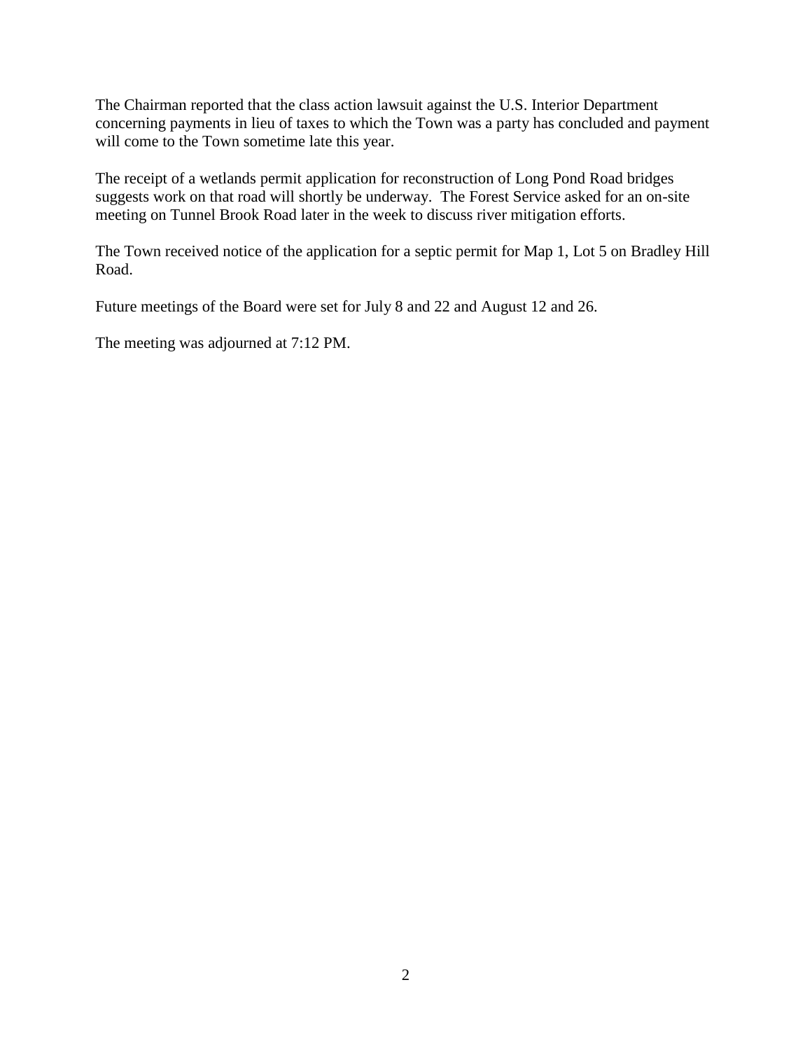The Chairman reported that the class action lawsuit against the U.S. Interior Department concerning payments in lieu of taxes to which the Town was a party has concluded and payment will come to the Town sometime late this year.

The receipt of a wetlands permit application for reconstruction of Long Pond Road bridges suggests work on that road will shortly be underway. The Forest Service asked for an on-site meeting on Tunnel Brook Road later in the week to discuss river mitigation efforts.

The Town received notice of the application for a septic permit for Map 1, Lot 5 on Bradley Hill Road.

Future meetings of the Board were set for July 8 and 22 and August 12 and 26.

The meeting was adjourned at 7:12 PM.